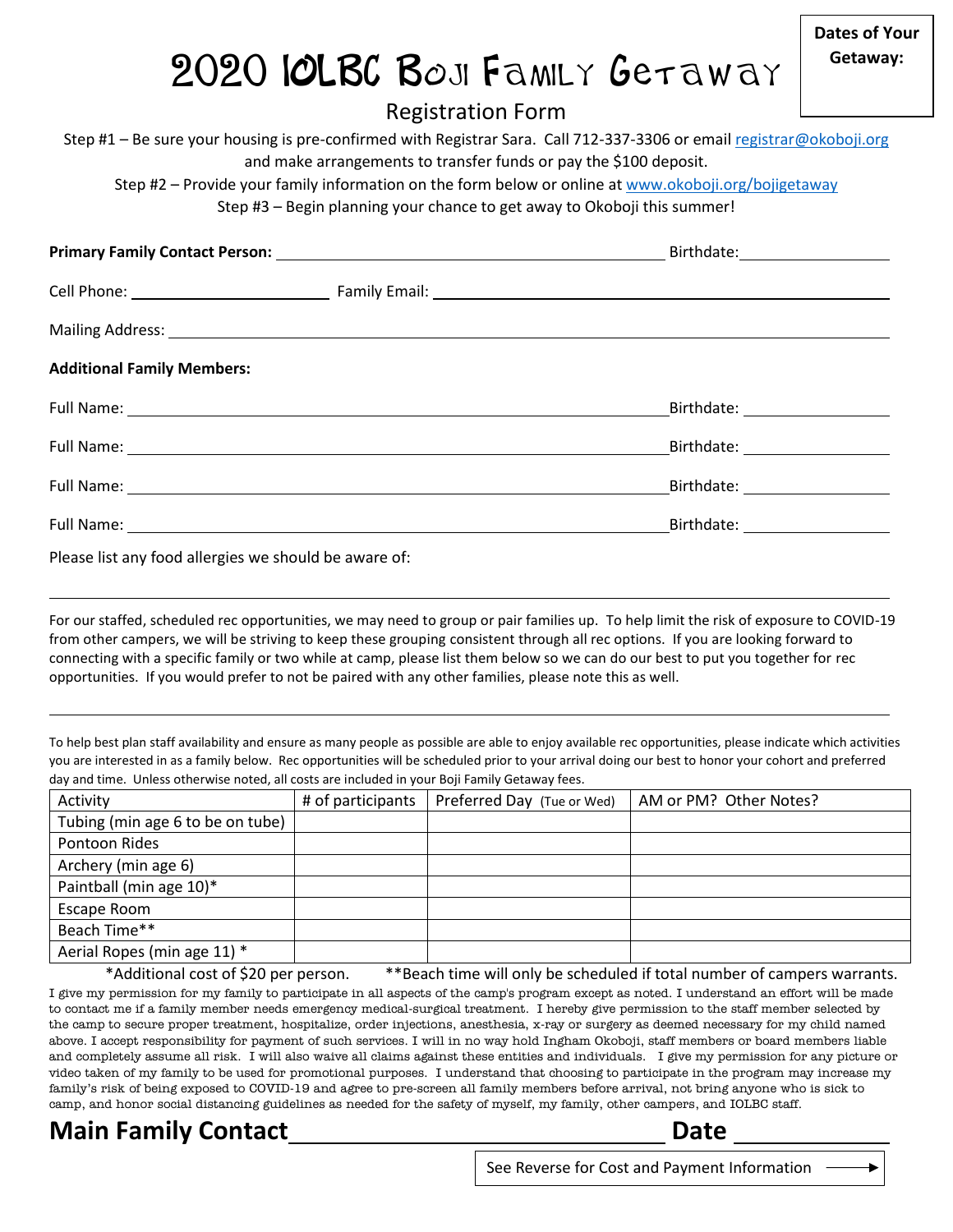**Dates of Your Getaway:**

# 2020 IOLBC Boji Family Getaway

## Registration Form

Step #1 – Be sure your housing is pre-confirmed with Registrar Sara. Call 712-337-3306 or email registrar@okoboji.org and make arrangements to transfer funds or pay the $100 deposit.

Step #2 – Provide your family information on the form below or online at www.okoboji.org/bojigetaway

Step #3 – Begin planning your chance to get away to Okoboji this summer!

**Primary Family Contact Person:** ______________________ Birthdate: __________

Cell Phone: __________ Family Email: ______________________

Mailing Address: ______________________________________________

**Additional Family Members:**

Full Name: ______________________ Birthdate: __________

Full Name: ______________________ Birthdate: __________

Full Name: ______________________ Birthdate: __________

Full Name: ______________________ Birthdate: __________

Please list any food allergies we should be aware of:

______________________________________________

For our staffed, scheduled rec opportunities, we may need to group or pair families up. To help limit the risk of exposure to COVID-19 from other campers, we will be striving to keep these grouping consistent through all rec options. If you are looking forward to connecting with a specific family or two while at camp, please list them below so we can do our best to put you together for rec opportunities. If you would prefer to not be paired with any other families, please note this as well.

______________________________________________

To help best plan staff availability and ensure as many people as possible are able to enjoy available rec opportunities, please indicate which activities you are interested in as a family below. Rec opportunities will be scheduled prior to your arrival doing our best to honor your cohort and preferred day and time. Unless otherwise noted, all costs are included in your Boji Family Getaway fees.

| Activity | # of participants | Preferred Day (Tue or Wed) | AM or PM? Other Notes? |
|---|---|---|---|
| Tubing (min age 6 to be on tube) | | | |
| Pontoon Rides | | | |
| Archery (min age 6) | | | |
| Paintball (min age 10)* | | | |
| Escape Room | | | |
| Beach Time** | | | |
| Aerial Ropes (min age 11) * | | | |

*Additional cost of $20 per person. **Beach time will only be scheduled if total number of campers warrants.

I give my permission for my family to participate in all aspects of the camp's program except as noted. I understand an effort will be made to contact me if a family member needs emergency medical-surgical treatment. I hereby give permission to the staff member selected by the camp to secure proper treatment, hospitalize, order injections, anesthesia, x-ray or surgery as deemed necessary for my child named above. I accept responsibility for payment of such services. I will in no way hold Ingham Okoboji, staff members or board members liable and completely assume all risk. I will also waive all claims against these entities and individuals. I give my permission for any picture or video taken of my family to be used for promotional purposes. I understand that choosing to participate in the program may increase my family's risk of being exposed to COVID-19 and agree to pre-screen all family members before arrival, not bring anyone who is sick to camp, and honor social distancing guidelines as needed for the safety of myself, my family, other campers, and IOLBC staff.

**Main Family Contact** ______________________ **Date** __________

See Reverse for Cost and Payment Information →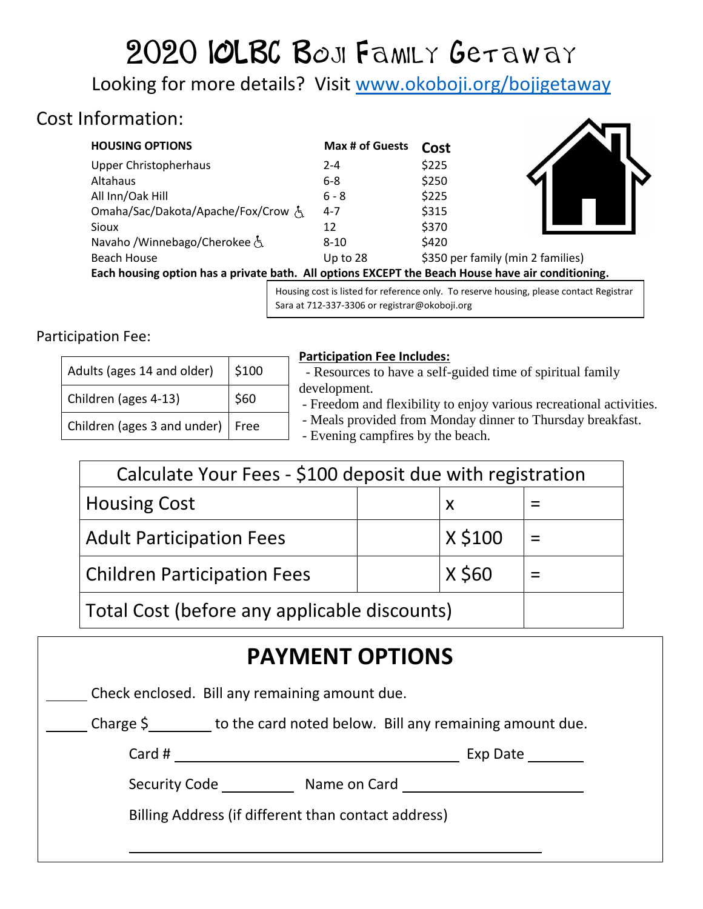# 2020 IOLBC Boji Family Getaway

Looking for more details? Visit www.okoboji.org/bojigetaway

## Cost Information:

| HOUSING OPTIONS | Max # of Guests | Cost |
|---|---|---|
| Upper Christopherhaus | 2-4 | $225 |
| Altahaus | 6-8 | $250 |
| All Inn/Oak Hill | 6 - 8 | $225 |
| Omaha/Sac/Dakota/Apache/Fox/Crow ♿ | 4-7 | $315 |
| Sioux | 12 | $370 |
| Navaho /Winnebago/Cherokee ♿ | 8-10 | $420 |
| Beach House | Up to 28 | $350 per family (min 2 families) |

**Each housing option has a private bath. All options EXCEPT the Beach House have air conditioning.**

Housing cost is listed for reference only. To reserve housing, please contact Registrar Sara at 712-337-3306 or registrar@okoboji.org

## Participation Fee:

| | |
|---|---|
| Adults (ages 14 and older) | $100 |
| Children (ages 4-13) | $60 |
| Children (ages 3 and under) | Free |

**Participation Fee Includes:**

- Resources to have a self-guided time of spiritual family development.
- Freedom and flexibility to enjoy various recreational activities.
- Meals provided from Monday dinner to Thursday breakfast.
- Evening campfires by the beach.

| Calculate Your Fees - $100 deposit due with registration | | | |
|---|---|---|---|
| Housing Cost | | x | = |
| Adult Participation Fees | | X $100 | = |
| Children Participation Fees | | X $60 | = |
| Total Cost (before any applicable discounts) | | | |

## PAYMENT OPTIONS

_____ Check enclosed. Bill any remaining amount due.

_____ Charge $________ to the card noted below. Bill any remaining amount due.

Card # ______________________________ Exp Date ________

Security Code __________ Name on Card ______________________

Billing Address (if different than contact address)

______________________________________________